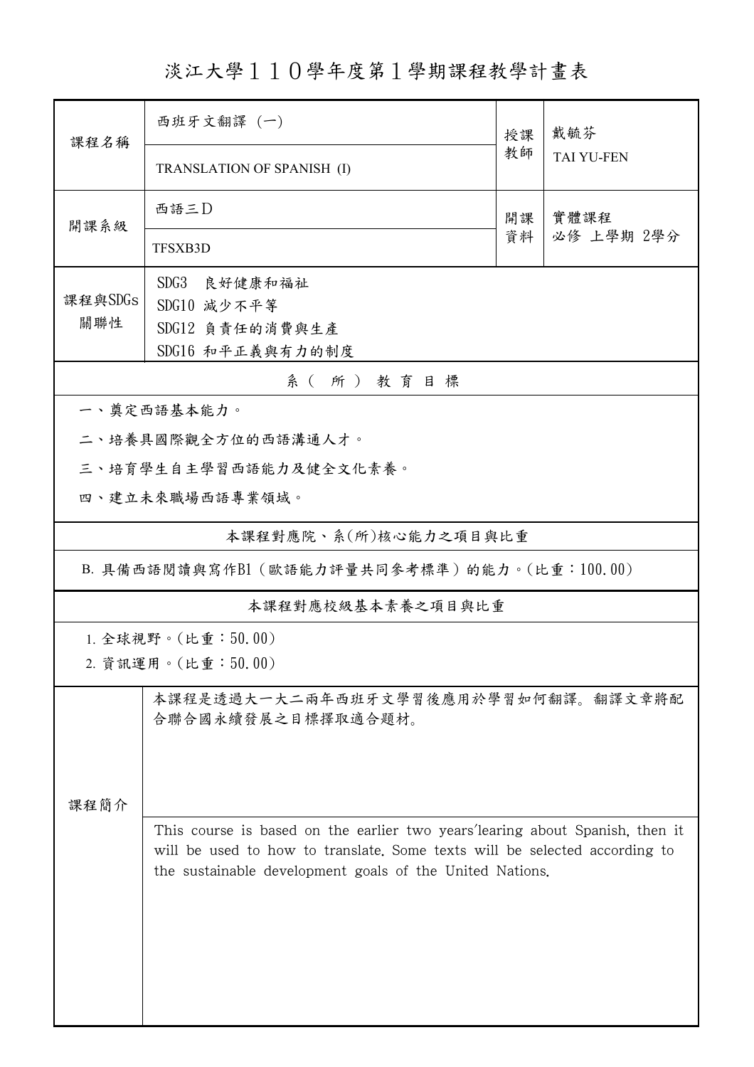# 淡江大學１１０學年度第１學期課程教學計畫表

| 課程名稱 | 西班牙文翻譯 (一) | 授課教師 | 戴毓芬 |
|---|---|---|---|
| | TRANSLATION OF SPANISH (I) | | TAI YU-FEN |
| 開課系級 | 西語三D | 開課資料 | 實體課程<br>必修 上學期 2學分 |
| | TFSXB3D | | |
| 課程與SDGs關聯性 | SDG3 良好健康和福祉<br>SDG10 減少不平等<br>SDG12 負責任的消費與生產<br>SDG16 和平正義與有力的制度 | | |

**系（所）教育目標**

一、奠定西語基本能力。

二、培養具國際觀全方位的西語溝通人才。

三、培育學生自主學習西語能力及健全文化素養。

四、建立未來職場西語專業領域。

**本課程對應院、系(所)核心能力之項目與比重**

B. 具備西語閱讀與寫作B1（歐語能力評量共同參考標準）的能力。(比重：100.00)

**本課程對應校級基本素養之項目與比重**

1. 全球視野。(比重：50.00)
2. 資訊運用。(比重：50.00)

| 課程簡介 | 本課程是透過大一大二兩年西班牙文學習後應用於學習如何翻譯。翻譯文章將配合聯合國永續發展之目標擇取適合題材。 |
|---|---|
| | This course is based on the earlier two years'learing about Spanish, then it will be used to how to translate. Some texts will be selected according to the sustainable development goals of the United Nations. |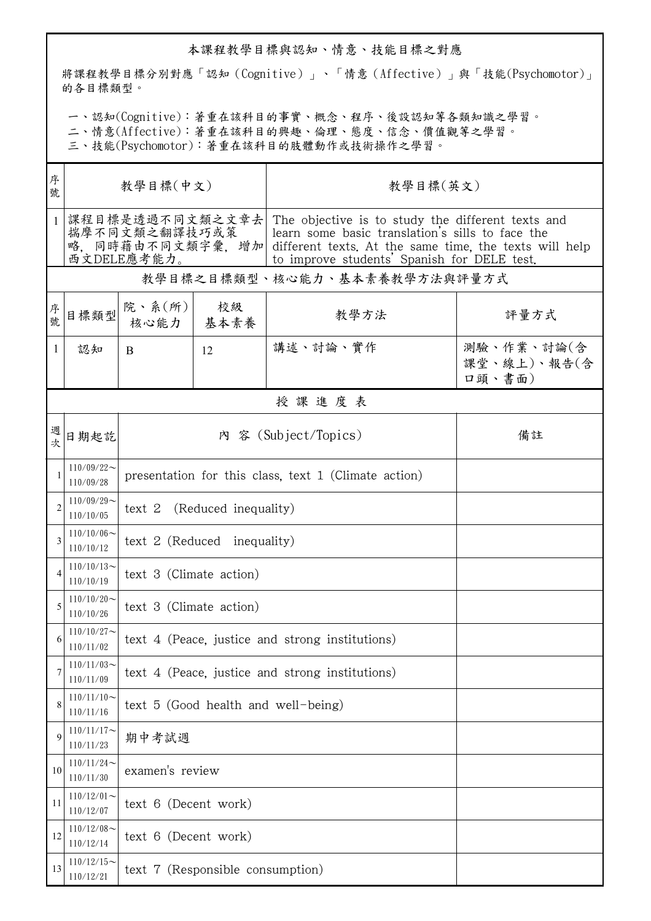本課程教學目標與認知、情意、技能目標之對應

將課程教學目標分別對應「認知（Cognitive）」、「情意（Affective）」與「技能(Psychomotor)」的各目標類型。

一、認知(Cognitive)：著重在該科目的事實、概念、程序、後設認知等各類知識之學習。
二、情意(Affective)：著重在該科目的興趣、倫理、態度、信念、價值觀等之學習。
三、技能(Psychomotor)：著重在該科目的肢體動作或技術操作之學習。

| 序號 | 教學目標(中文) | 教學目標(英文) |
|---|---|---|
| 1 | 課程目標是透過不同文類之文章去揣摩不同文類之翻譯技巧或策略，同時藉由不同文類字彙，增加西文DELE應考能力。 | The objective is to study the different texts and learn some basic translation's sills to face the different texts. At the same time, the texts will help to improve students' Spanish for DELE test. |

教學目標之目標類型、核心能力、基本素養教學方法與評量方式

| 序號 | 目標類型 | 院、系(所)核心能力 | 校級基本素養 | 教學方法 | 評量方式 |
|---|---|---|---|---|---|
| 1 | 認知 | B | 12 | 講述、討論、實作 | 測驗、作業、討論(含課堂、線上)、報告(含口頭、書面) |

授 課 進 度 表

| 週次 | 日期起訖 | 內 容 (Subject/Topics) | 備註 |
|---|---|---|---|
| 1 | 110/09/22～110/09/28 | presentation for this class, text 1 (Climate action) | |
| 2 | 110/09/29～110/10/05 | text 2 (Reduced inequality) | |
| 3 | 110/10/06～110/10/12 | text 2 (Reduced inequality) | |
| 4 | 110/10/13～110/10/19 | text 3 (Climate action) | |
| 5 | 110/10/20～110/10/26 | text 3 (Climate action) | |
| 6 | 110/10/27～110/11/02 | text 4 (Peace, justice and strong institutions) | |
| 7 | 110/11/03～110/11/09 | text 4 (Peace, justice and strong institutions) | |
| 8 | 110/11/10～110/11/16 | text 5 (Good health and well-being) | |
| 9 | 110/11/17～110/11/23 | 期中考試週 | |
| 10 | 110/11/24～110/11/30 | examen's review | |
| 11 | 110/12/01～110/12/07 | text 6 (Decent work) | |
| 12 | 110/12/08～110/12/14 | text 6 (Decent work) | |
| 13 | 110/12/15～110/12/21 | text 7 (Responsible consumption) | |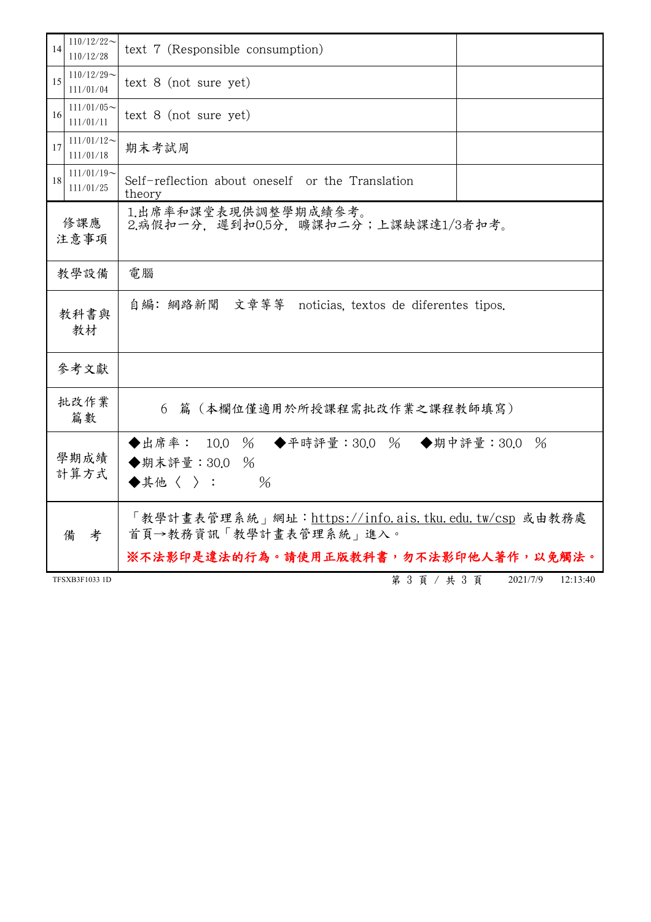| | | | |
|---|---|---|---|
| 14 | 110/12/22～<br>110/12/28 | text 7 (Responsible consumption) | |
| 15 | 110/12/29～<br>111/01/04 | text 8 (not sure yet) | |
| 16 | 111/01/05～<br>111/01/11 | text 8 (not sure yet) | |
| 17 | 111/01/12～<br>111/01/18 | 期末考試周 | |
| 18 | 111/01/19～<br>111/01/25 | Self-reflection about oneself or the Translation theory | |

| | |
|---|---|
| 修課應注意事項 | 1.出席率和課堂表現供調整學期成績參考。<br>2.病假扣一分，遲到扣0.5分，曠課扣二分；上課缺課達1/3者扣考。 |
| 教學設備 | 電腦 |
| 教科書與教材 | 自編：網路新聞　文章等等　noticias, textos de diferentes tipos. |
| 參考文獻 | |
| 批改作業篇數 | 6　篇（本欄位僅適用於所授課程需批改作業之課程教師填寫） |
| 學期成績計算方式 | ◆出席率：　10.0　%　◆平時評量：30.0　%　◆期中評量：30.0　%<br>◆期末評量：30.0　%<br>◆其他〈〉：　　% |
| 備　考 | 「教學計畫表管理系統」網址：https://info.ais.tku.edu.tw/csp 或由教務處首頁→教務資訊「教學計畫表管理系統」進入。<br>**※不法影印是違法的行為。請使用正版教科書，勿不法影印他人著作，以免觸法。** |

TFSXB3F1033 1D　　2021/7/9　12:13:40